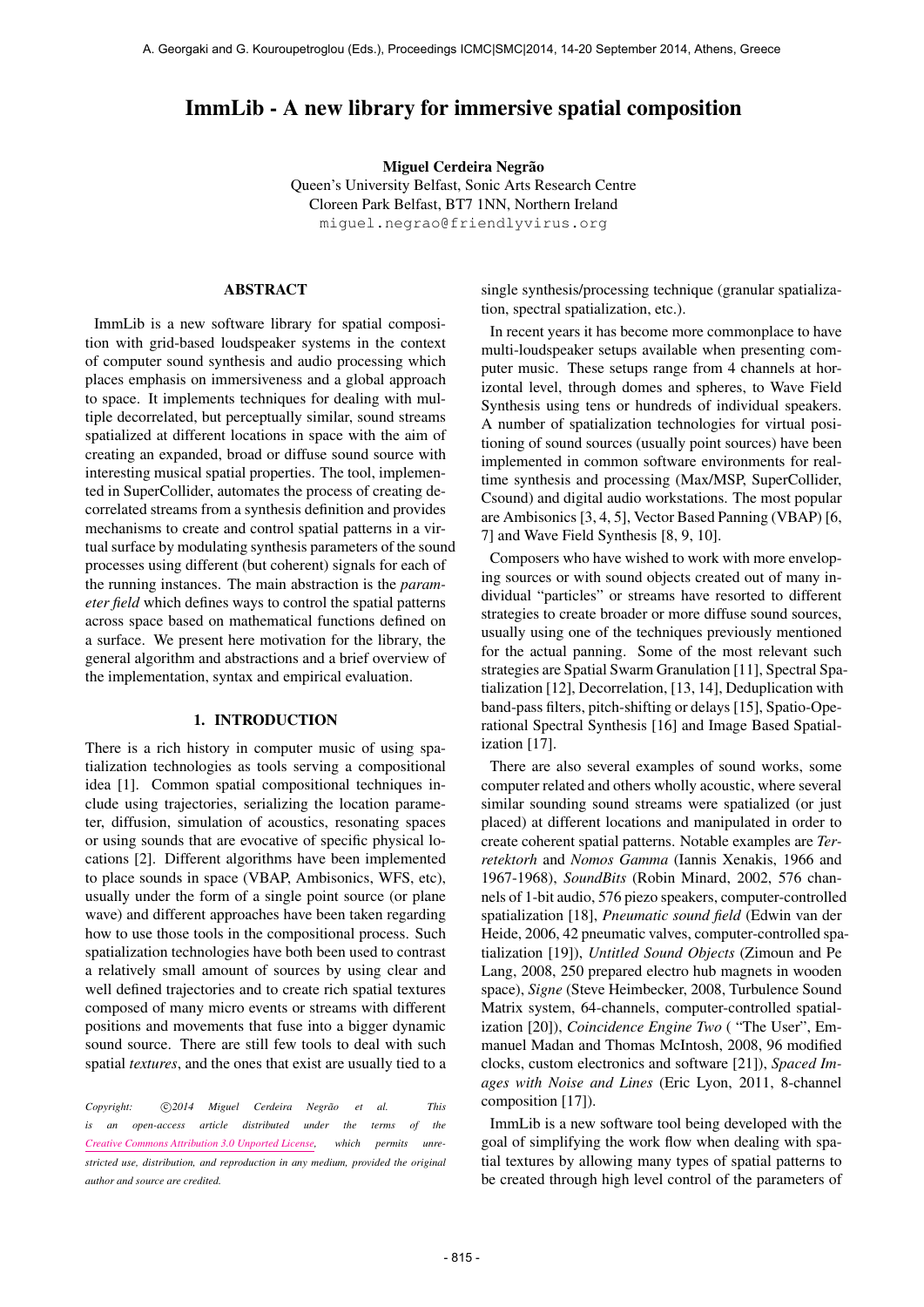# ImmLib - A new library for immersive spatial composition

**Miguel Cerdeira Negrão**
Queen's University Belfast, Sonic Arts Research Centre
Cloreen Park Belfast, BT7 1NN, Northern Ireland
miguel.negrao@friendlyvirus.org

## ABSTRACT

ImmLib is a new software library for spatial composition with grid-based loudspeaker systems in the context of computer sound synthesis and audio processing which places emphasis on immersiveness and a global approach to space. It implements techniques for dealing with multiple decorrelated, but perceptually similar, sound streams spatialized at different locations in space with the aim of creating an expanded, broad or diffuse sound source with interesting musical spatial properties. The tool, implemented in SuperCollider, automates the process of creating decorrelated streams from a synthesis definition and provides mechanisms to create and control spatial patterns in a virtual surface by modulating synthesis parameters of the sound processes using different (but coherent) signals for each of the running instances. The main abstraction is the *parameter field* which defines ways to control the spatial patterns across space based on mathematical functions defined on a surface. We present here motivation for the library, the general algorithm and abstractions and a brief overview of the implementation, syntax and empirical evaluation.

## 1. INTRODUCTION

There is a rich history in computer music of using spatialization technologies as tools serving a compositional idea [1]. Common spatial compositional techniques include using trajectories, serializing the location parameter, diffusion, simulation of acoustics, resonating spaces or using sounds that are evocative of specific physical locations [2]. Different algorithms have been implemented to place sounds in space (VBAP, Ambisonics, WFS, etc), usually under the form of a single point source (or plane wave) and different approaches have been taken regarding how to use those tools in the compositional process. Such spatialization technologies have both been used to contrast a relatively small amount of sources by using clear and well defined trajectories and to create rich spatial textures composed of many micro events or streams with different positions and movements that fuse into a bigger dynamic sound source. There are still few tools to deal with such spatial *textures*, and the ones that exist are usually tied to a single synthesis/processing technique (granular spatialization, spectral spatialization, etc.).

In recent years it has become more commonplace to have multi-loudspeaker setups available when presenting computer music. These setups range from 4 channels at horizontal level, through domes and spheres, to Wave Field Synthesis using tens or hundreds of individual speakers. A number of spatialization technologies for virtual positioning of sound sources (usually point sources) have been implemented in common software environments for real-time synthesis and processing (Max/MSP, SuperCollider, Csound) and digital audio workstations. The most popular are Ambisonics [3, 4, 5], Vector Based Panning (VBAP) [6, 7] and Wave Field Synthesis [8, 9, 10].

Composers who have wished to work with more enveloping sources or with sound objects created out of many individual "particles" or streams have resorted to different strategies to create broader or more diffuse sound sources, usually using one of the techniques previously mentioned for the actual panning. Some of the most relevant such strategies are Spatial Swarm Granulation [11], Spectral Spatialization [12], Decorrelation, [13, 14], Deduplication with band-pass filters, pitch-shifting or delays [15], Spatio-Operational Spectral Synthesis [16] and Image Based Spatialization [17].

There are also several examples of sound works, some computer related and others wholly acoustic, where several similar sounding sound streams were spatialized (or just placed) at different locations and manipulated in order to create coherent spatial patterns. Notable examples are *Terretektorh* and *Nomos Gamma* (Iannis Xenakis, 1966 and 1967-1968), *SoundBits* (Robin Minard, 2002, 576 channels of 1-bit audio, 576 piezo speakers, computer-controlled spatialization [18], *Pneumatic sound field* (Edwin van der Heide, 2006, 42 pneumatic valves, computer-controlled spatialization [19]), *Untitled Sound Objects* (Zimoun and Pe Lang, 2008, 250 prepared electro hub magnets in wooden space), *Signe* (Steve Heimbecker, 2008, Turbulence Sound Matrix system, 64-channels, computer-controlled spatialization [20]), *Coincidence Engine Two* ( "The User", Emmanuel Madan and Thomas McIntosh, 2008, 96 modified clocks, custom electronics and software [21]), *Spaced Images with Noise and Lines* (Eric Lyon, 2011, 8-channel composition [17]).

ImmLib is a new software tool being developed with the goal of simplifying the work flow when dealing with spatial textures by allowing many types of spatial patterns to be created through high level control of the parameters of

*Copyright: ©2014 Miguel Cerdeira Negrão et al. This is an open-access article distributed under the terms of the Creative Commons Attribution 3.0 Unported License, which permits unrestricted use, distribution, and reproduction in any medium, provided the original author and source are credited.*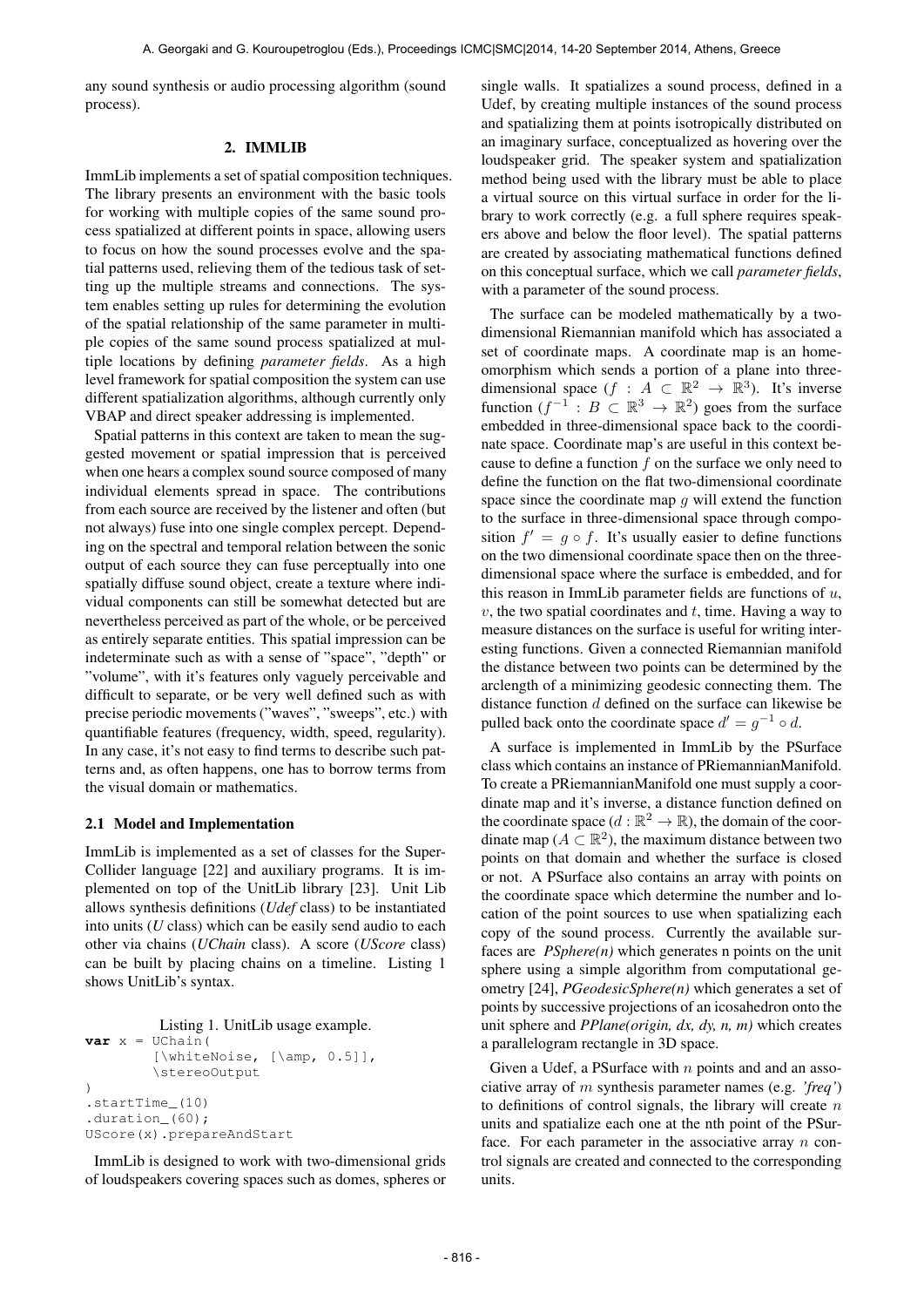any sound synthesis or audio processing algorithm (sound process).

## 2. IMMLIB

ImmLib implements a set of spatial composition techniques. The library presents an environment with the basic tools for working with multiple copies of the same sound process spatialized at different points in space, allowing users to focus on how the sound processes evolve and the spatial patterns used, relieving them of the tedious task of setting up the multiple streams and connections. The system enables setting up rules for determining the evolution of the spatial relationship of the same parameter in multiple copies of the same sound process spatialized at multiple locations by defining *parameter fields*. As a high level framework for spatial composition the system can use different spatialization algorithms, although currently only VBAP and direct speaker addressing is implemented.

Spatial patterns in this context are taken to mean the suggested movement or spatial impression that is perceived when one hears a complex sound source composed of many individual elements spread in space. The contributions from each source are received by the listener and often (but not always) fuse into one single complex percept. Depending on the spectral and temporal relation between the sonic output of each source they can fuse perceptually into one spatially diffuse sound object, create a texture where individual components can still be somewhat detected but are nevertheless perceived as part of the whole, or be perceived as entirely separate entities. This spatial impression can be indeterminate such as with a sense of "space", "depth" or "volume", with it's features only vaguely perceivable and difficult to separate, or be very well defined such as with precise periodic movements ("waves", "sweeps", etc.) with quantifiable features (frequency, width, speed, regularity). In any case, it's not easy to find terms to describe such patterns and, as often happens, one has to borrow terms from the visual domain or mathematics.

### 2.1 Model and Implementation

ImmLib is implemented as a set of classes for the SuperCollider language [22] and auxiliary programs. It is implemented on top of the UnitLib library [23]. Unit Lib allows synthesis definitions (*Udef* class) to be instantiated into units (*U* class) which can be easily send audio to each other via chains (*UChain* class). A score (*UScore* class) can be built by placing chains on a timeline. Listing 1 shows UnitLib's syntax.

Listing 1. UnitLib usage example.

```
var x = UChain(
        [\whiteNoise, [\amp, 0.5]],
        \stereoOutput
)
.startTime_(10)
.duration_(60);
UScore(x).prepareAndStart
```

ImmLib is designed to work with two-dimensional grids of loudspeakers covering spaces such as domes, spheres or single walls. It spatializes a sound process, defined in a Udef, by creating multiple instances of the sound process and spatializing them at points isotropically distributed on an imaginary surface, conceptualized as hovering over the loudspeaker grid. The speaker system and spatialization method being used with the library must be able to place a virtual source on this virtual surface in order for the library to work correctly (e.g. a full sphere requires speakers above and below the floor level). The spatial patterns are created by associating mathematical functions defined on this conceptual surface, which we call *parameter fields*, with a parameter of the sound process.

The surface can be modeled mathematically by a two-dimensional Riemannian manifold which has associated a set of coordinate maps. A coordinate map is an homeomorphism which sends a portion of a plane into three-dimensional space ($f : A \subset \mathbb{R}^2 \to \mathbb{R}^3$). It's inverse function ($f^{-1} : B \subset \mathbb{R}^3 \to \mathbb{R}^2$) goes from the surface embedded in three-dimensional space back to the coordinate space. Coordinate map's are useful in this context because to define a function $f$ on the surface we only need to define the function on the flat two-dimensional coordinate space since the coordinate map $g$ will extend the function to the surface in three-dimensional space through composition $f' = g \circ f$. It's usually easier to define functions on the two dimensional coordinate space then on the three-dimensional space where the surface is embedded, and for this reason in ImmLib parameter fields are functions of $u$, $v$, the two spatial coordinates and $t$, time. Having a way to measure distances on the surface is useful for writing interesting functions. Given a connected Riemannian manifold the distance between two points can be determined by the arclength of a minimizing geodesic connecting them. The distance function $d$ defined on the surface can likewise be pulled back onto the coordinate space $d' = g^{-1} \circ d$.

A surface is implemented in ImmLib by the PSurface class which contains an instance of PRiemannianManifold. To create a PRiemannianManifold one must supply a coordinate map and it's inverse, a distance function defined on the coordinate space ($d : \mathbb{R}^2 \to \mathbb{R}$), the domain of the coordinate map ($A \subset \mathbb{R}^2$), the maximum distance between two points on that domain and whether the surface is closed or not. A PSurface also contains an array with points on the coordinate space which determine the number and location of the point sources to use when spatializing each copy of the sound process. Currently the available surfaces are *PSphere(n)* which generates n points on the unit sphere using a simple algorithm from computational geometry [24], *PGeodesicSphere(n)* which generates a set of points by successive projections of an icosahedron onto the unit sphere and *PPlane(origin, dx, dy, n, m)* which creates a parallelogram rectangle in 3D space.

Given a Udef, a PSurface with $n$ points and and an associative array of $m$ synthesis parameter names (e.g. *'freq'*) to definitions of control signals, the library will create $n$ units and spatialize each one at the nth point of the PSurface. For each parameter in the associative array $n$ control signals are created and connected to the corresponding units.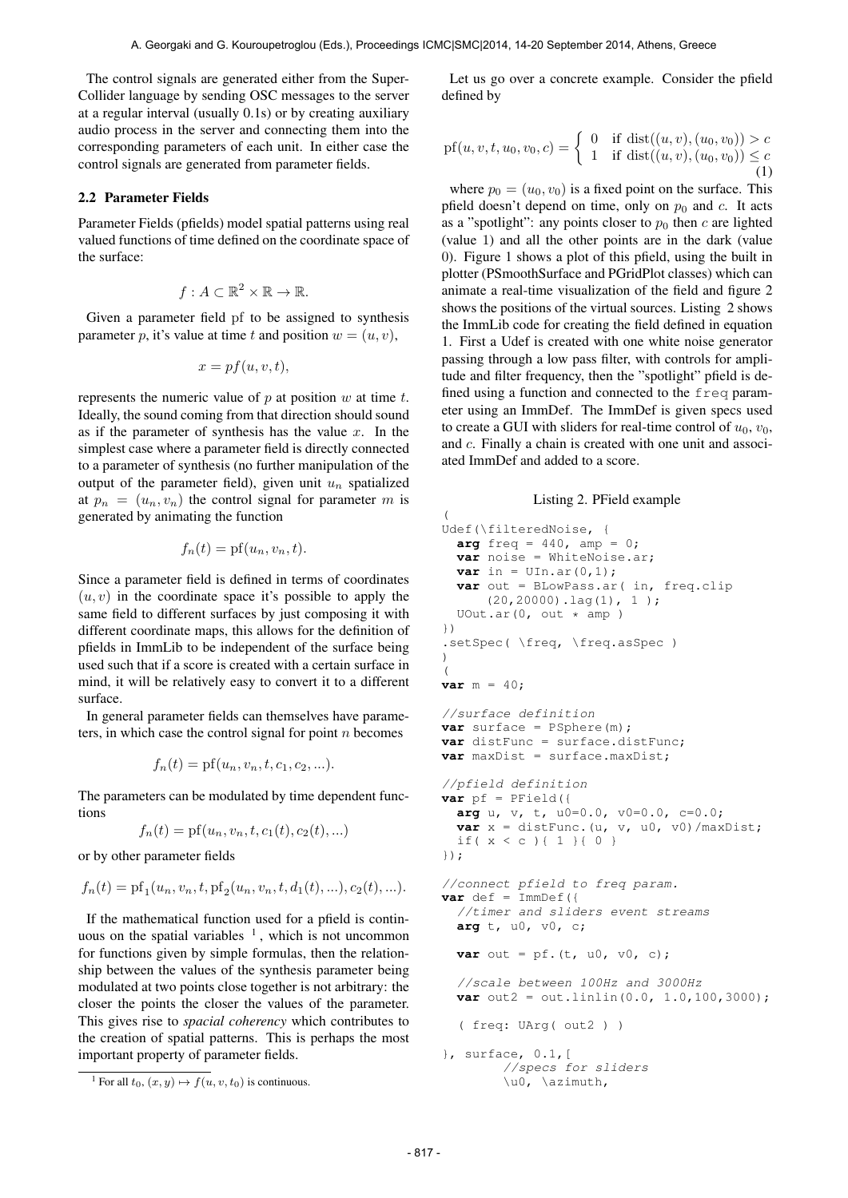The control signals are generated either from the SuperCollider language by sending OSC messages to the server at a regular interval (usually 0.1s) or by creating auxiliary audio process in the server and connecting them into the corresponding parameters of each unit. In either case the control signals are generated from parameter fields.

### 2.2 Parameter Fields

Parameter Fields (pfields) model spatial patterns using real valued functions of time defined on the coordinate space of the surface:

$$f : A \subset \mathbb{R}^2 \times \mathbb{R} \to \mathbb{R}.$$

Given a parameter field pf to be assigned to synthesis parameter $p$, it's value at time $t$ and position $w = (u, v)$,

$$x = pf(u, v, t),$$

represents the numeric value of $p$ at position $w$ at time $t$. Ideally, the sound coming from that direction should sound as if the parameter of synthesis has the value $x$. In the simplest case where a parameter field is directly connected to a parameter of synthesis (no further manipulation of the output of the parameter field), given unit $u_n$ spatialized at $p_n = (u_n, v_n)$ the control signal for parameter $m$ is generated by animating the function

$$f_n(t) = \mathrm{pf}(u_n, v_n, t).$$

Since a parameter field is defined in terms of coordinates $(u, v)$ in the coordinate space it's possible to apply the same field to different surfaces by just composing it with different coordinate maps, this allows for the definition of pfields in ImmLib to be independent of the surface being used such that if a score is created with a certain surface in mind, it will be relatively easy to convert it to a different surface.

In general parameter fields can themselves have parameters, in which case the control signal for point $n$ becomes

$$f_n(t) = \mathrm{pf}(u_n, v_n, t, c_1, c_2, ...).$$

The parameters can be modulated by time dependent functions

$$f_n(t) = \mathrm{pf}(u_n, v_n, t, c_1(t), c_2(t), ...)$$

or by other parameter fields

$$f_n(t) = \mathrm{pf}_1(u_n, v_n, t, \mathrm{pf}_2(u_n, v_n, t, d_1(t), ...), c_2(t), ...).$$

If the mathematical function used for a pfield is continuous on the spatial variables [1], which is not uncommon for functions given by simple formulas, then the relationship between the values of the synthesis parameter being modulated at two points close together is not arbitrary: the closer the points the closer the values of the parameter. This gives rise to *spacial coherency* which contributes to the creation of spatial patterns. This is perhaps the most important property of parameter fields.

[1] For all $t_0$, $(x, y) \mapsto f(u, v, t_0)$ is continuous.

Let us go over a concrete example. Consider the pfield defined by

$$\mathrm{pf}(u, v, t, u_0, v_0, c) = \begin{cases} 0 & \text{if } \mathrm{dist}((u, v), (u_0, v_0)) > c \\ 1 & \text{if } \mathrm{dist}((u, v), (u_0, v_0)) \leq c \end{cases} \quad (1)$$

where $p_0 = (u_0, v_0)$ is a fixed point on the surface. This pfield doesn't depend on time, only on $p_0$ and $c$. It acts as a "spotlight": any points closer to $p_0$ then $c$ are lighted (value 1) and all the other points are in the dark (value 0). Figure 1 shows a plot of this pfield, using the built in plotter (PSmoothSurface and PGridPlot classes) which can animate a real-time visualization of the field and figure 2 shows the positions of the virtual sources. Listing 2 shows the ImmLib code for creating the field defined in equation 1. First a Udef is created with one white noise generator passing through a low pass filter, with controls for amplitude and filter frequency, then the "spotlight" pfield is defined using a function and connected to the `freq` parameter using an ImmDef. The ImmDef is given specs used to create a GUI with sliders for real-time control of $u_0$, $v_0$, and $c$. Finally a chain is created with one unit and associated ImmDef and added to a score.

Listing 2. PField example

```
(
Udef(\filteredNoise, {
  arg freq = 440, amp = 0;
  var noise = WhiteNoise.ar;
  var in = UIn.ar(0,1);
  var out = BLowPass.ar( in, freq.clip
      (20,20000).lag(1), 1 );
  UOut.ar(0, out * amp )
})
.setSpec( \freq, \freq.asSpec )
)
(
var m = 40;

//surface definition
var surface = PSphere(m);
var distFunc = surface.distFunc;
var maxDist = surface.maxDist;

//pfield definition
var pf = PField({
  arg u, v, t, u0=0.0, v0=0.0, c=0.0;
  var x = distFunc.(u, v, u0, v0)/maxDist;
  if( x < c ){ 1 }{ 0 }
});

//connect pfield to freq param.
var def = ImmDef({
  //timer and sliders event streams
  arg t, u0, v0, c;

  var out = pf.(t, u0, v0, c);

  //scale between 100Hz and 3000Hz
  var out2 = out.linlin(0.0, 1.0,100,3000);

  ( freq: UArg( out2 ) )

}, surface, 0.1,[
        //specs for sliders
        \u0, \azimuth,
```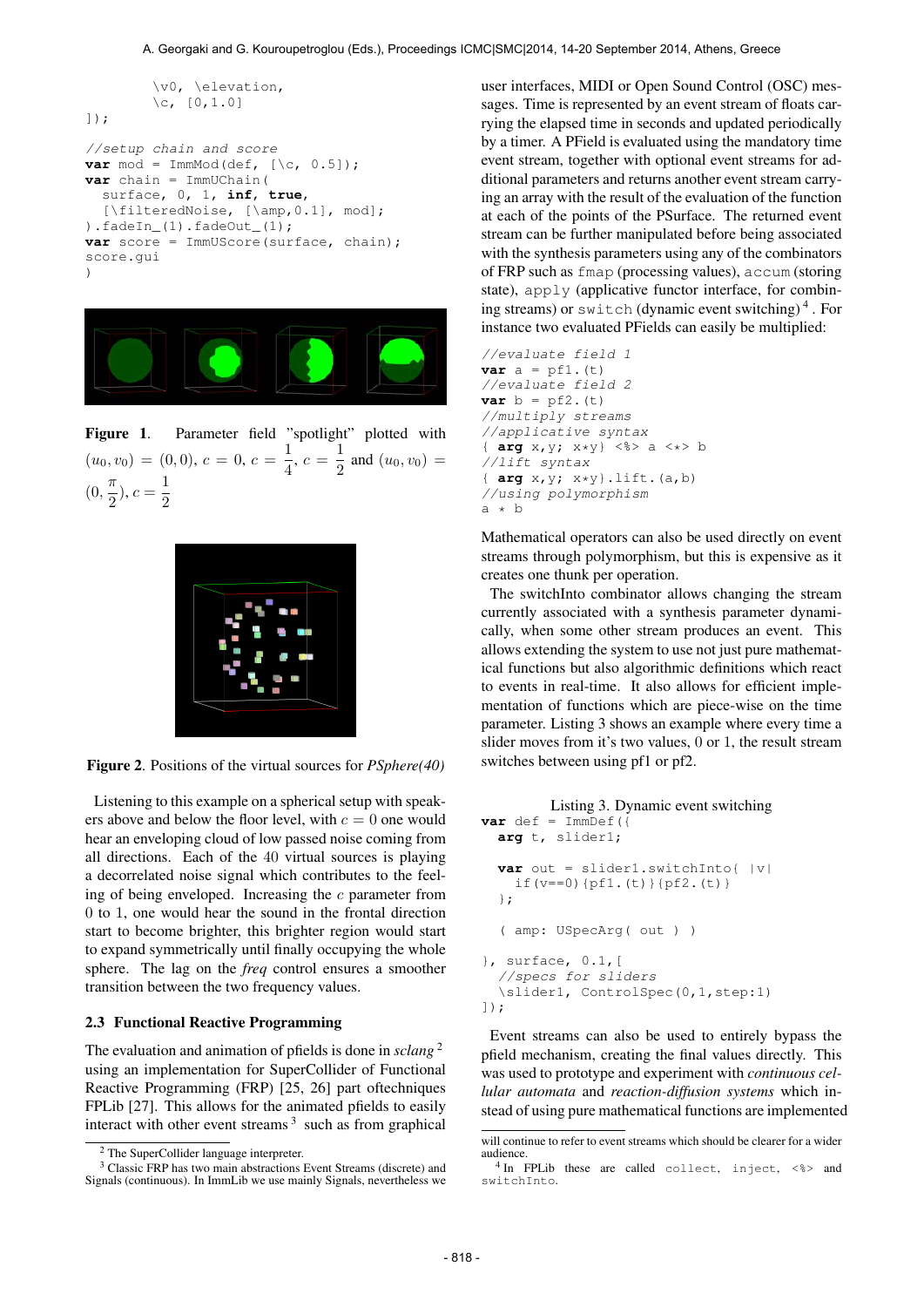```
        \v0, \elevation,
        \c, [0,1.0]
]);

//setup chain and score
var mod = ImmMod(def, [\c, 0.5]);
var chain = ImmUChain(
  surface, 0, 1, inf, true,
  [\filteredNoise, [\amp,0.1], mod];
).fadeIn_(1).fadeOut_(1);
var score = ImmUScore(surface, chain);
score.gui
)
```

**Figure 1**. Parameter field "spotlight" plotted with $(u_0, v_0) = (0, 0)$, $c = 0$, $c = \frac{1}{4}$, $c = \frac{1}{2}$ and $(u_0, v_0) = (0, \frac{\pi}{2})$, $c = \frac{1}{2}$

**Figure 2**. Positions of the virtual sources for *PSphere(40)*

Listening to this example on a spherical setup with speakers above and below the floor level, with $c = 0$ one would hear an enveloping cloud of low passed noise coming from all directions. Each of the 40 virtual sources is playing a decorrelated noise signal which contributes to the feeling of being enveloped. Increasing the $c$ parameter from 0 to 1, one would hear the sound in the frontal direction start to become brighter, this brighter region would start to expand symmetrically until finally occupying the whole sphere. The lag on the *freq* control ensures a smoother transition between the two frequency values.

### 2.3 Functional Reactive Programming

The evaluation and animation of pfields is done in *sclang*[2] using an implementation for SuperCollider of Functional Reactive Programming (FRP) [25, 26] part oftechniques FPLib [27]. This allows for the animated pfields to easily interact with other event streams[3] such as from graphical user interfaces, MIDI or Open Sound Control (OSC) messages. Time is represented by an event stream of floats carrying the elapsed time in seconds and updated periodically by a timer. A PField is evaluated using the mandatory time event stream, together with optional event streams for additional parameters and returns another event stream carrying an array with the result of the evaluation of the function at each of the points of the PSurface. The returned event stream can be further manipulated before being associated with the synthesis parameters using any of the combinators of FRP such as `fmap` (processing values), `accum` (storing state), `apply` (applicative functor interface, for combining streams) or `switch` (dynamic event switching)[4]. For instance two evaluated PFields can easily be multiplied:

```
//evaluate field 1
var a = pf1.(t)
//evaluate field 2
var b = pf2.(t)
//multiply streams
//applicative syntax
{ arg x,y; x*y} <%> a <*> b
//lift syntax
{ arg x,y; x*y}.lift.(a,b)
//using polymorphism
a * b
```

Mathematical operators can also be used directly on event streams through polymorphism, but this is expensive as it creates one thunk per operation.

The switchInto combinator allows changing the stream currently associated with a synthesis parameter dynamically, when some other stream produces an event. This allows extending the system to use not just pure mathematical functions but also algorithmic definitions which react to events in real-time. It also allows for efficient implementation of functions which are piece-wise on the time parameter. Listing 3 shows an example where every time a slider moves from it's two values, 0 or 1, the result stream switches between using pf1 or pf2.

Listing 3. Dynamic event switching

```
var def = ImmDef({
  arg t, slider1;

  var out = slider1.switchInto{ |v|
    if(v==0){pf1.(t)}{pf2.(t)}
  };

  ( amp: USpecArg( out ) )

}, surface, 0.1,[
  //specs for sliders
  \slider1, ControlSpec(0,1,step:1)
]);
```

Event streams can also be used to entirely bypass the pfield mechanism, creating the final values directly. This was used to prototype and experiment with *continuous cellular automata* and *reaction-diffusion systems* which instead of using pure mathematical functions are implemented

---

[2] The SuperCollider language interpreter.

[3] Classic FRP has two main abstractions Event Streams (discrete) and Signals (continuous). In ImmLib we use mainly Signals, nevertheless we will continue to refer to event streams which should be clearer for a wider audience.

[4] In FPLib these are called `collect`, `inject`, `<%>` and `switchInto`.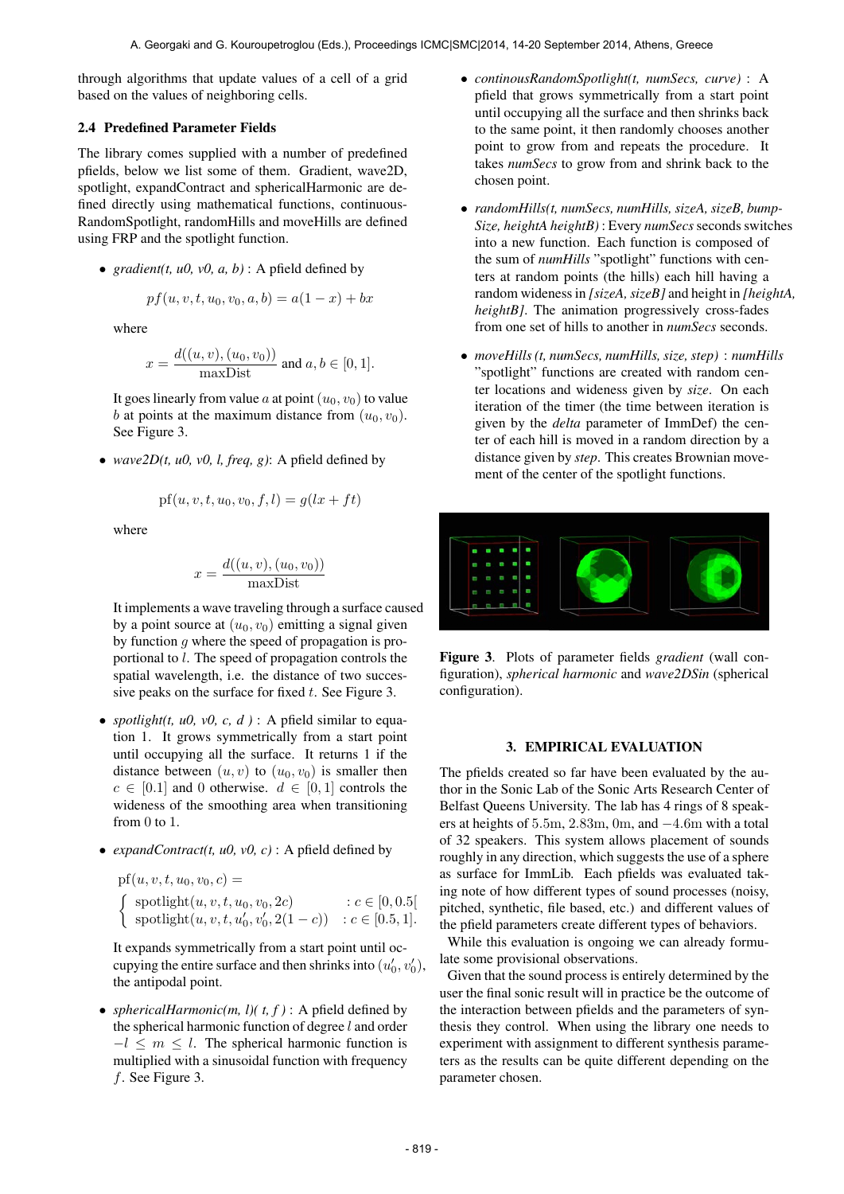through algorithms that update values of a cell of a grid based on the values of neighboring cells.

### 2.4 Predefined Parameter Fields

The library comes supplied with a number of predefined pfields, below we list some of them. Gradient, wave2D, spotlight, expandContract and sphericalHarmonic are defined directly using mathematical functions, continousRandomSpotlight, randomHills and moveHills are defined using FRP and the spotlight function.

- *gradient(t, u0, v0, a, b)* : A pfield defined by

  $$pf(u, v, t, u_0, v_0, a, b) = a(1 - x) + bx$$

  where

  $$x = \frac{d((u, v), (u_0, v_0))}{\text{maxDist}} \text{ and } a, b \in [0, 1].$$

  It goes linearly from value $a$ at point $(u_0, v_0)$ to value $b$ at points at the maximum distance from $(u_0, v_0)$. See Figure 3.

- *wave2D(t, u0, v0, l, freq, g)*: A pfield defined by

  $$\text{pf}(u, v, t, u_0, v_0, f, l) = g(lx + ft)$$

  where

  $$x = \frac{d((u, v), (u_0, v_0))}{\text{maxDist}}$$

  It implements a wave traveling through a surface caused by a point source at $(u_0, v_0)$ emitting a signal given by function $g$ where the speed of propagation is proportional to $l$. The speed of propagation controls the spatial wavelength, i.e. the distance of two successive peaks on the surface for fixed $t$. See Figure 3.

- *spotlight(t, u0, v0, c, d )* : A pfield similar to equation 1. It grows symmetrically from a start point until occupying all the surface. It returns 1 if the distance between $(u, v)$ to $(u_0, v_0)$ is smaller then $c \in [0.1]$ and 0 otherwise. $d \in [0, 1]$ controls the wideness of the smoothing area when transitioning from 0 to 1.

- *expandContract(t, u0, v0, c)* : A pfield defined by

  $$\text{pf}(u, v, t, u_0, v_0, c) = \begin{cases} \text{spotlight}(u, v, t, u_0, v_0, 2c) & : c \in [0, 0.5[ \\ \text{spotlight}(u, v, t, u_0', v_0', 2(1 - c)) & : c \in [0.5, 1]. \end{cases}$$

  It expands symmetrically from a start point until occupying the entire surface and then shrinks into $(u_0', v_0')$, the antipodal point.

- *sphericalHarmonic(m, l)( t, f )* : A pfield defined by the spherical harmonic function of degree $l$ and order $-l \leq m \leq l$. The spherical harmonic function is multiplied with a sinusoidal function with frequency $f$. See Figure 3.

- *continousRandomSpotlight(t, numSecs, curve)* : A pfield that grows symmetrically from a start point until occupying all the surface and then shrinks back to the same point, it then randomly chooses another point to grow from and repeats the procedure. It takes *numSecs* to grow from and shrink back to the chosen point.

- *randomHills(t, numSecs, numHills, sizeA, sizeB, bumpSize, heightA heightB)* : Every *numSecs* seconds switches into a new function. Each function is composed of the sum of *numHills* "spotlight" functions with centers at random points (the hills) each hill having a random wideness in *[sizeA, sizeB]* and height in *[heightA, heightB]*. The animation progressively cross-fades from one set of hills to another in *numSecs* seconds.

- *moveHills (t, numSecs, numHills, size, step)* : *numHills* "spotlight" functions are created with random center locations and wideness given by *size*. On each iteration of the timer (the time between iteration is given by the *delta* parameter of ImmDef) the center of each hill is moved in a random direction by a distance given by *step*. This creates Brownian movement of the center of the spotlight functions.

**Figure 3**. Plots of parameter fields *gradient* (wall configuration), *spherical harmonic* and *wave2DSin* (spherical configuration).

## 3. EMPIRICAL EVALUATION

The pfields created so far have been evaluated by the author in the Sonic Lab of the Sonic Arts Research Center of Belfast Queens University. The lab has 4 rings of 8 speakers at heights of $5.5$m, $2.83$m, $0$m, and $-4.6$m with a total of 32 speakers. This system allows placement of sounds roughly in any direction, which suggests the use of a sphere as surface for ImmLib. Each pfields was evaluated taking note of how different types of sound processes (noisy, pitched, synthetic, file based, etc.) and different values of the pfield parameters create different types of behaviors.

While this evaluation is ongoing we can already formulate some provisional observations.

Given that the sound process is entirely determined by the user the final sonic result will in practice be the outcome of the interaction between pfields and the parameters of synthesis they control. When using the library one needs to experiment with assignment to different synthesis parameters as the results can be quite different depending on the parameter chosen.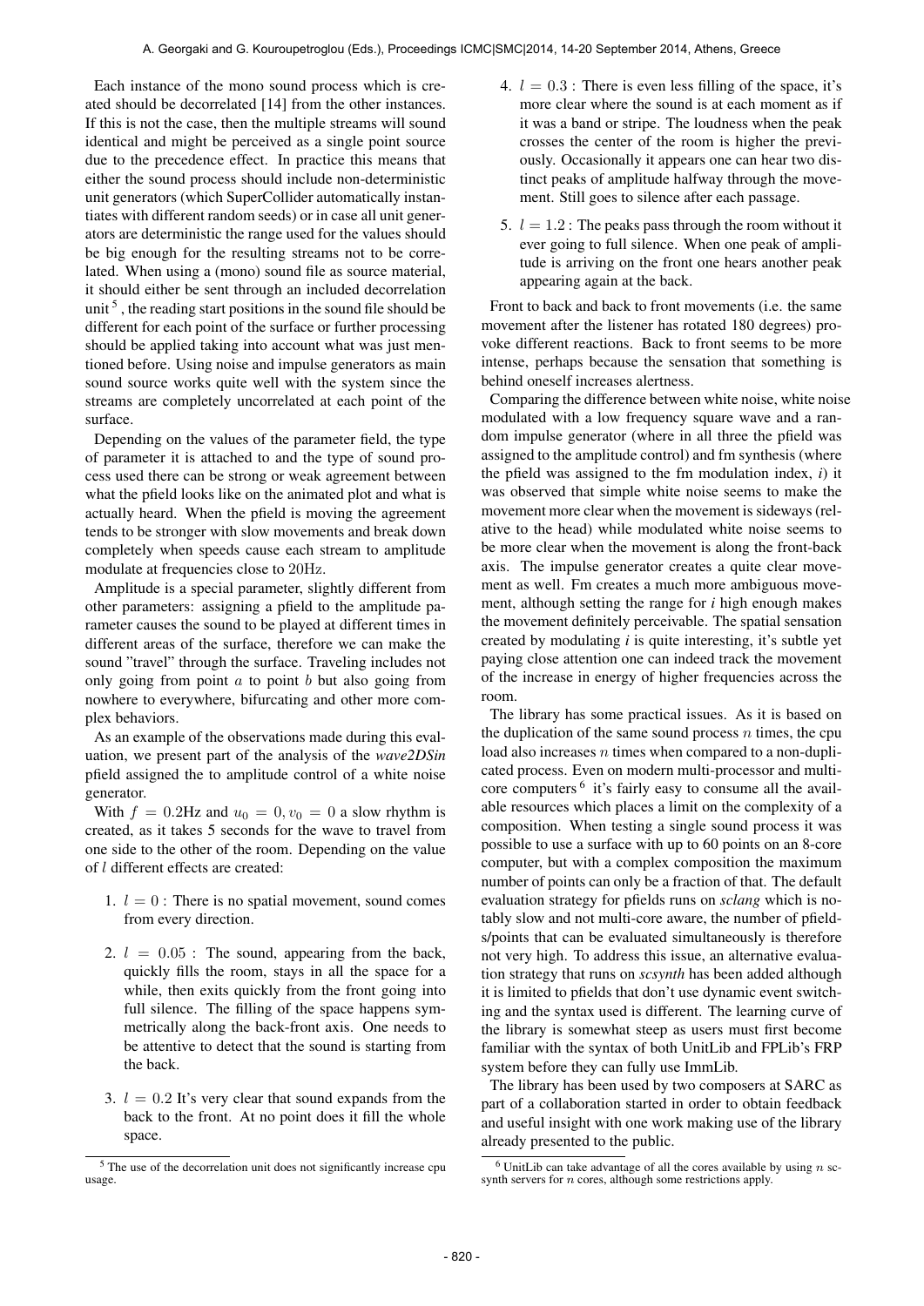Each instance of the mono sound process which is created should be decorrelated [14] from the other instances. If this is not the case, then the multiple streams will sound identical and might be perceived as a single point source due to the precedence effect. In practice this means that either the sound process should include non-deterministic unit generators (which SuperCollider automatically instantiates with different random seeds) or in case all unit generators are deterministic the range used for the values should be big enough for the resulting streams not to be correlated. When using a (mono) sound file as source material, it should either be sent through an included decorrelation unit [5] , the reading start positions in the sound file should be different for each point of the surface or further processing should be applied taking into account what was just mentioned before. Using noise and impulse generators as main sound source works quite well with the system since the streams are completely uncorrelated at each point of the surface.

Depending on the values of the parameter field, the type of parameter it is attached to and the type of sound process used there can be strong or weak agreement between what the pfield looks like on the animated plot and what is actually heard. When the pfield is moving the agreement tends to be stronger with slow movements and break down completely when speeds cause each stream to amplitude modulate at frequencies close to 20Hz.

Amplitude is a special parameter, slightly different from other parameters: assigning a pfield to the amplitude parameter causes the sound to be played at different times in different areas of the surface, therefore we can make the sound "travel" through the surface. Traveling includes not only going from point $a$ to point $b$ but also going from nowhere to everywhere, bifurcating and other more complex behaviors.

As an example of the observations made during this evaluation, we present part of the analysis of the *wave2DSin* pfield assigned the to amplitude control of a white noise generator.

With $f = 0.2$Hz and $u_0 = 0, v_0 = 0$ a slow rhythm is created, as it takes 5 seconds for the wave to travel from one side to the other of the room. Depending on the value of $l$ different effects are created:

1. $l = 0$ : There is no spatial movement, sound comes from every direction.
2. $l = 0.05$ : The sound, appearing from the back, quickly fills the room, stays in all the space for a while, then exits quickly from the front going into full silence. The filling of the space happens symmetrically along the back-front axis. One needs to be attentive to detect that the sound is starting from the back.
3. $l = 0.2$ It's very clear that sound expands from the back to the front. At no point does it fill the whole space.
4. $l = 0.3$ : There is even less filling of the space, it's more clear where the sound is at each moment as if it was a band or stripe. The loudness when the peak crosses the center of the room is higher the previously. Occasionally it appears one can hear two distinct peaks of amplitude halfway through the movement. Still goes to silence after each passage.
5. $l = 1.2$ : The peaks pass through the room without it ever going to full silence. When one peak of amplitude is arriving on the front one hears another peak appearing again at the back.

Front to back and back to front movements (i.e. the same movement after the listener has rotated 180 degrees) provoke different reactions. Back to front seems to be more intense, perhaps because the sensation that something is behind oneself increases alertness.

Comparing the difference between white noise, white noise modulated with a low frequency square wave and a random impulse generator (where in all three the pfield was assigned to the amplitude control) and fm synthesis (where the pfield was assigned to the fm modulation index, *i*) it was observed that simple white noise seems to make the movement more clear when the movement is sideways (relative to the head) while modulated white noise seems to be more clear when the movement is along the front-back axis. The impulse generator creates a quite clear movement as well. Fm creates a much more ambiguous movement, although setting the range for *i* high enough makes the movement definitely perceivable. The spatial sensation created by modulating *i* is quite interesting, it's subtle yet paying close attention one can indeed track the movement of the increase in energy of higher frequencies across the room.

The library has some practical issues. As it is based on the duplication of the same sound process $n$ times, the cpu load also increases $n$ times when compared to a non-duplicated process. Even on modern multi-processor and multi-core computers [6] it's fairly easy to consume all the available resources which places a limit on the complexity of a composition. When testing a single sound process it was possible to use a surface with up to 60 points on an 8-core computer, but with a complex composition the maximum number of points can only be a fraction of that. The default evaluation strategy for pfields runs on *sclang* which is notably slow and not multi-core aware, the number of pfields/points that can be evaluated simultaneously is therefore not very high. To address this issue, an alternative evaluation strategy that runs on *scsynth* has been added although it is limited to pfields that don't use dynamic event switching and the syntax used is different. The learning curve of the library is somewhat steep as users must first become familiar with the syntax of both UnitLib and FPLib's FRP system before they can fully use ImmLib.

The library has been used by two composers at SARC as part of a collaboration started in order to obtain feedback and useful insight with one work making use of the library already presented to the public.

[5] The use of the decorrelation unit does not significantly increase cpu usage.

[6] UnitLib can take advantage of all the cores available by using $n$ scsynth servers for $n$ cores, although some restrictions apply.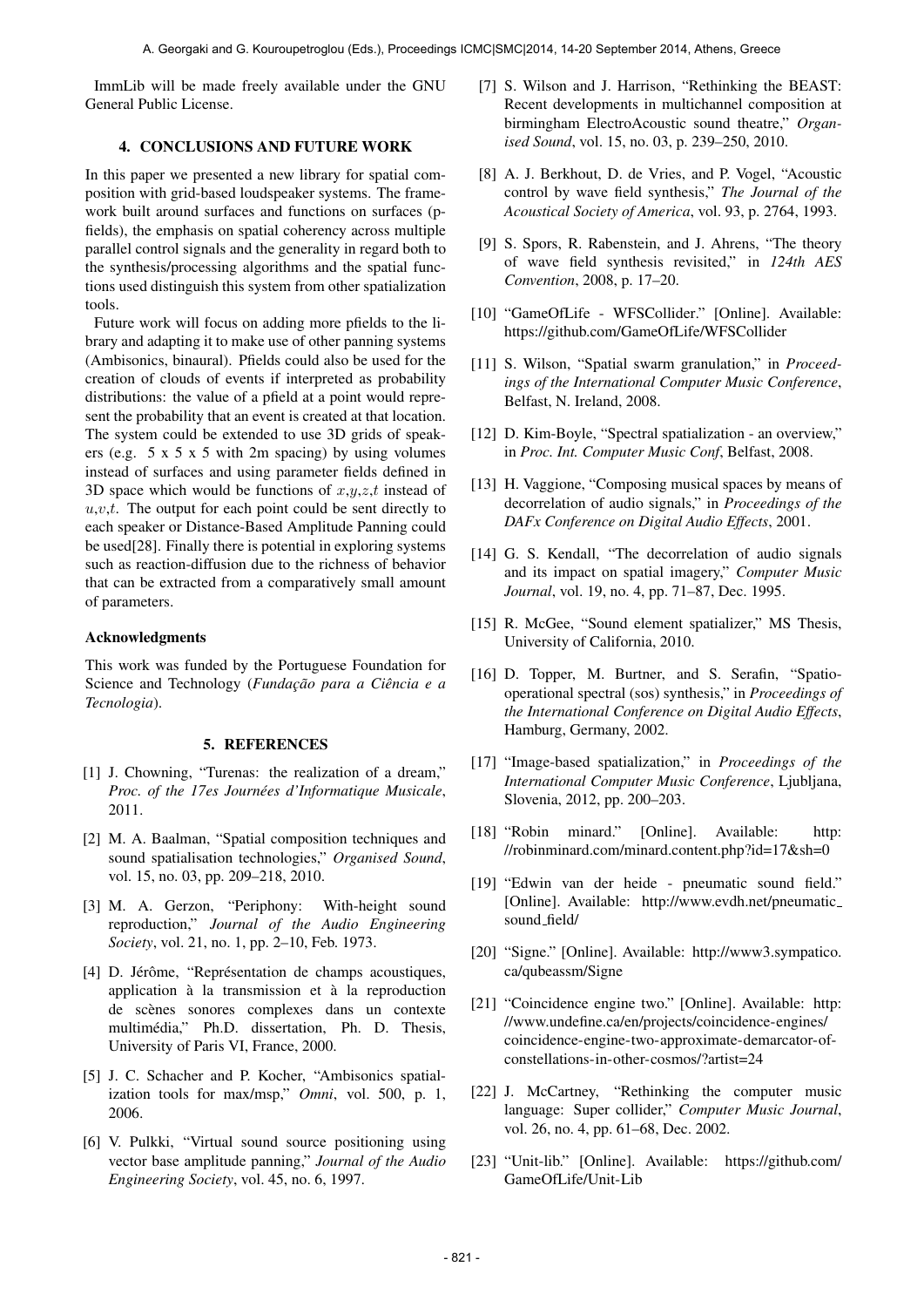ImmLib will be made freely available under the GNU General Public License.

## 4. CONCLUSIONS AND FUTURE WORK

In this paper we presented a new library for spatial composition with grid-based loudspeaker systems. The framework built around surfaces and functions on surfaces (pfields), the emphasis on spatial coherency across multiple parallel control signals and the generality in regard both to the synthesis/processing algorithms and the spatial functions used distinguish this system from other spatialization tools.

Future work will focus on adding more pfields to the library and adapting it to make use of other panning systems (Ambisonics, binaural). Pfields could also be used for the creation of clouds of events if interpreted as probability distributions: the value of a pfield at a point would represent the probability that an event is created at that location. The system could be extended to use 3D grids of speakers (e.g. 5 x 5 x 5 with 2m spacing) by using volumes instead of surfaces and using parameter fields defined in 3D space which would be functions of $x$,$y$,$z$,$t$ instead of $u$,$v$,$t$. The output for each point could be sent directly to each speaker or Distance-Based Amplitude Panning could be used[28]. Finally there is potential in exploring systems such as reaction-diffusion due to the richness of behavior that can be extracted from a comparatively small amount of parameters.

### Acknowledgments

This work was funded by the Portuguese Foundation for Science and Technology (*Fundação para a Ciência e a Tecnologia*).

## 5. REFERENCES

[1] J. Chowning, "Turenas: the realization of a dream," *Proc. of the 17es Journées d'Informatique Musicale*, 2011.

[2] M. A. Baalman, "Spatial composition techniques and sound spatialisation technologies," *Organised Sound*, vol. 15, no. 03, pp. 209–218, 2010.

[3] M. A. Gerzon, "Periphony: With-height sound reproduction," *Journal of the Audio Engineering Society*, vol. 21, no. 1, pp. 2–10, Feb. 1973.

[4] D. Jérôme, "Représentation de champs acoustiques, application à la transmission et à la reproduction de scènes sonores complexes dans un contexte multimédia," Ph.D. dissertation, Ph. D. Thesis, University of Paris VI, France, 2000.

[5] J. C. Schacher and P. Kocher, "Ambisonics spatialization tools for max/msp," *Omni*, vol. 500, p. 1, 2006.

[6] V. Pulkki, "Virtual sound source positioning using vector base amplitude panning," *Journal of the Audio Engineering Society*, vol. 45, no. 6, 1997.

[7] S. Wilson and J. Harrison, "Rethinking the BEAST: Recent developments in multichannel composition at birmingham ElectroAcoustic sound theatre," *Organised Sound*, vol. 15, no. 03, p. 239–250, 2010.

[8] A. J. Berkhout, D. de Vries, and P. Vogel, "Acoustic control by wave field synthesis," *The Journal of the Acoustical Society of America*, vol. 93, p. 2764, 1993.

[9] S. Spors, R. Rabenstein, and J. Ahrens, "The theory of wave field synthesis revisited," in *124th AES Convention*, 2008, p. 17–20.

[10] "GameOfLife - WFSCollider." [Online]. Available: https://github.com/GameOfLife/WFSCollider

[11] S. Wilson, "Spatial swarm granulation," in *Proceedings of the International Computer Music Conference*, Belfast, N. Ireland, 2008.

[12] D. Kim-Boyle, "Spectral spatialization - an overview," in *Proc. Int. Computer Music Conf*, Belfast, 2008.

[13] H. Vaggione, "Composing musical spaces by means of decorrelation of audio signals," in *Proceedings of the DAFx Conference on Digital Audio Effects*, 2001.

[14] G. S. Kendall, "The decorrelation of audio signals and its impact on spatial imagery," *Computer Music Journal*, vol. 19, no. 4, pp. 71–87, Dec. 1995.

[15] R. McGee, "Sound element spatializer," MS Thesis, University of California, 2010.

[16] D. Topper, M. Burtner, and S. Serafin, "Spatio-operational spectral (sos) synthesis," in *Proceedings of the International Conference on Digital Audio Effects*, Hamburg, Germany, 2002.

[17] "Image-based spatialization," in *Proceedings of the International Computer Music Conference*, Ljubljana, Slovenia, 2012, pp. 200–203.

[18] "Robin minard." [Online]. Available: http://robinminard.com/minard.content.php?id=17&sh=0

[19] "Edwin van der heide - pneumatic sound field." [Online]. Available: http://www.evdh.net/pneumatic_sound_field/

[20] "Signe." [Online]. Available: http://www3.sympatico.ca/qubeassm/Signe

[21] "Coincidence engine two." [Online]. Available: http://www.undefine.ca/en/projects/coincidence-engines/coincidence-engine-two-approximate-demarcator-of-constellations-in-other-cosmos/?artist=24

[22] J. McCartney, "Rethinking the computer music language: Super collider," *Computer Music Journal*, vol. 26, no. 4, pp. 61–68, Dec. 2002.

[23] "Unit-lib." [Online]. Available: https://github.com/GameOfLife/Unit-Lib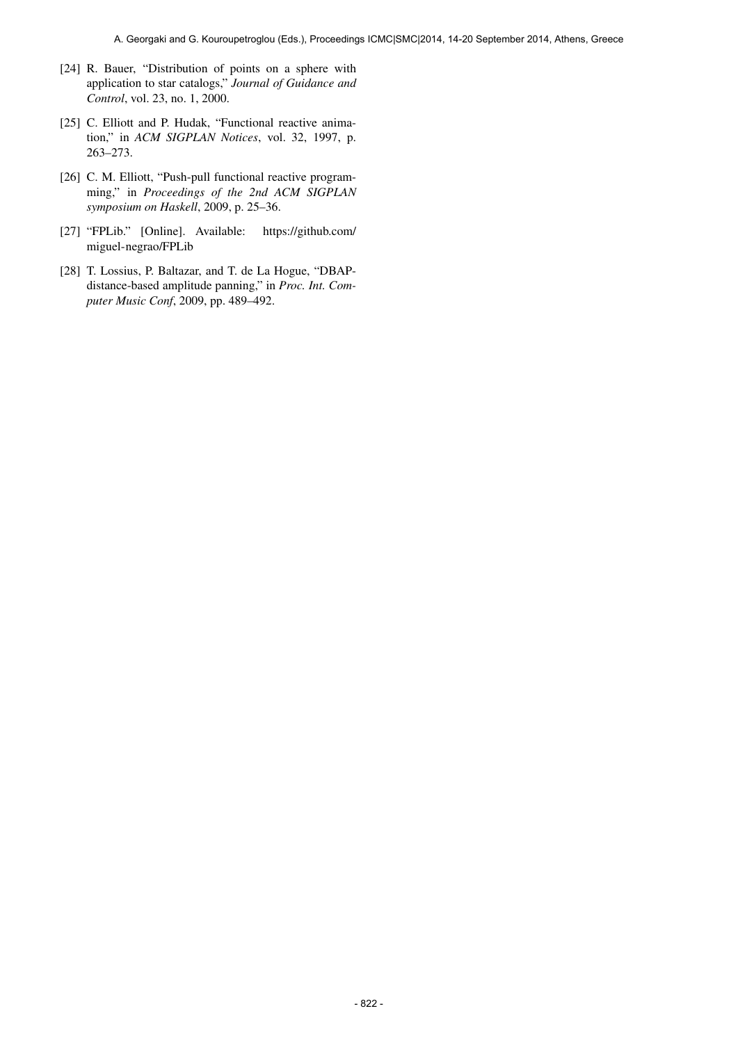[24] R. Bauer, "Distribution of points on a sphere with application to star catalogs," *Journal of Guidance and Control*, vol. 23, no. 1, 2000.

[25] C. Elliott and P. Hudak, "Functional reactive animation," in *ACM SIGPLAN Notices*, vol. 32, 1997, p. 263–273.

[26] C. M. Elliott, "Push-pull functional reactive programming," in *Proceedings of the 2nd ACM SIGPLAN symposium on Haskell*, 2009, p. 25–36.

[27] "FPLib." [Online]. Available: https://github.com/miguel-negrao/FPLib

[28] T. Lossius, P. Baltazar, and T. de La Hogue, "DBAP-distance-based amplitude panning," in *Proc. Int. Computer Music Conf*, 2009, pp. 489–492.